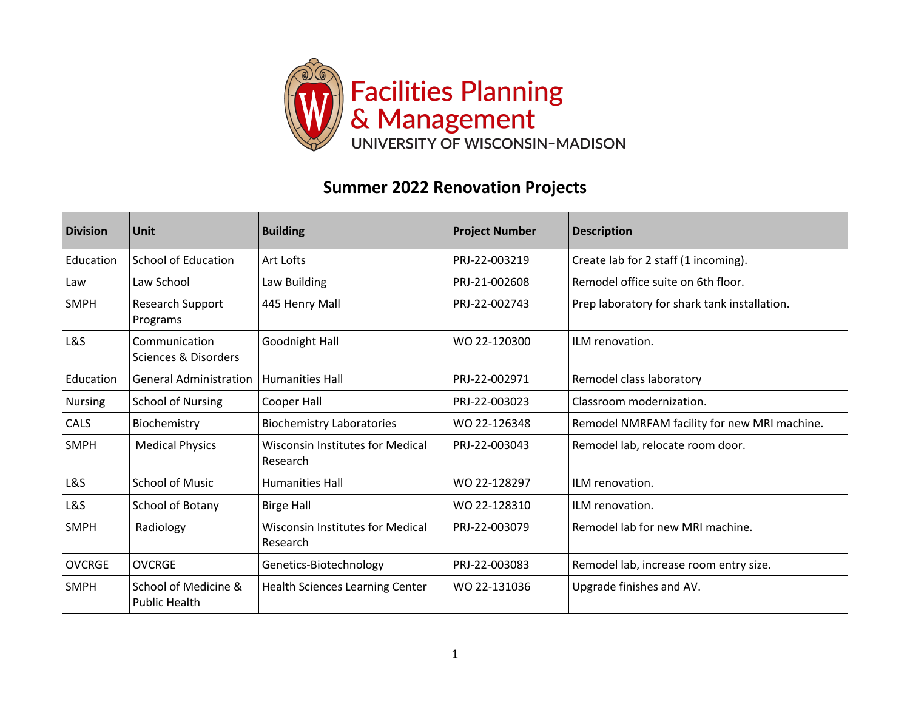Facilities Planning & Management
UNIVERSITY OF WISCONSIN–MADISON

# Summer 2022 Renovation Projects

| Division | Unit | Building | Project Number | Description |
| --- | --- | --- | --- | --- |
| Education | School of Education | Art Lofts | PRJ-22-003219 | Create lab for 2 staff (1 incoming). |
| Law | Law School | Law Building | PRJ-21-002608 | Remodel office suite on 6th floor. |
| SMPH | Research Support Programs | 445 Henry Mall | PRJ-22-002743 | Prep laboratory for shark tank installation. |
| L&S | Communication Sciences & Disorders | Goodnight Hall | WO 22-120300 | ILM renovation. |
| Education | General Administration | Humanities Hall | PRJ-22-002971 | Remodel class laboratory |
| Nursing | School of Nursing | Cooper Hall | PRJ-22-003023 | Classroom modernization. |
| CALS | Biochemistry | Biochemistry Laboratories | WO 22-126348 | Remodel NMRFAM facility for new MRI machine. |
| SMPH | Medical Physics | Wisconsin Institutes for Medical Research | PRJ-22-003043 | Remodel lab, relocate room door. |
| L&S | School of Music | Humanities Hall | WO 22-128297 | ILM renovation. |
| L&S | School of Botany | Birge Hall | WO 22-128310 | ILM renovation. |
| SMPH | Radiology | Wisconsin Institutes for Medical Research | PRJ-22-003079 | Remodel lab for new MRI machine. |
| OVCRGE | OVCRGE | Genetics-Biotechnology | PRJ-22-003083 | Remodel lab, increase room entry size. |
| SMPH | School of Medicine & Public Health | Health Sciences Learning Center | WO 22-131036 | Upgrade finishes and AV. |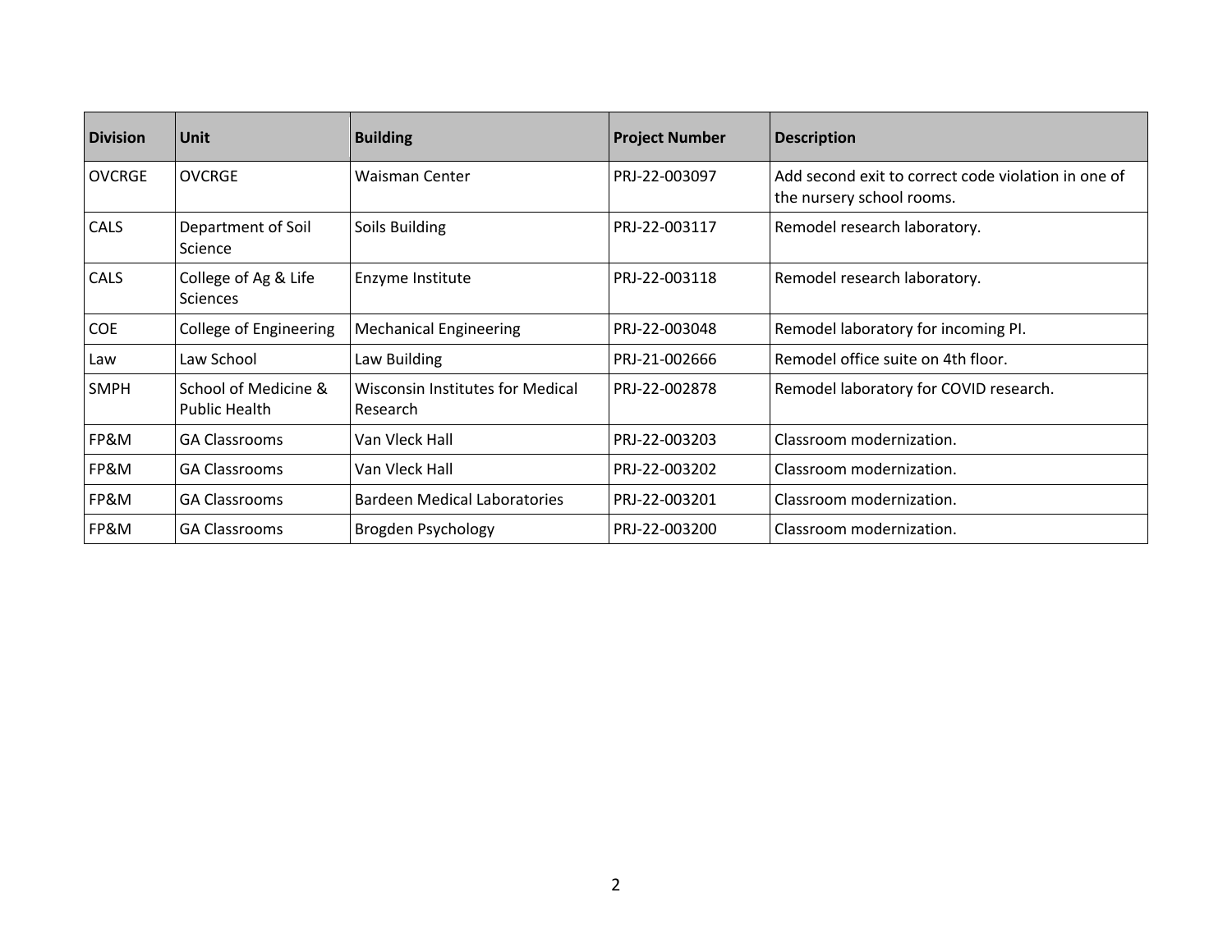| Division | Unit | Building | Project Number | Description |
| --- | --- | --- | --- | --- |
| OVCRGE | OVCRGE | Waisman Center | PRJ-22-003097 | Add second exit to correct code violation in one of the nursery school rooms. |
| CALS | Department of Soil Science | Soils Building | PRJ-22-003117 | Remodel research laboratory. |
| CALS | College of Ag & Life Sciences | Enzyme Institute | PRJ-22-003118 | Remodel research laboratory. |
| COE | College of Engineering | Mechanical Engineering | PRJ-22-003048 | Remodel laboratory for incoming PI. |
| Law | Law School | Law Building | PRJ-21-002666 | Remodel office suite on 4th floor. |
| SMPH | School of Medicine & Public Health | Wisconsin Institutes for Medical Research | PRJ-22-002878 | Remodel laboratory for COVID research. |
| FP&M | GA Classrooms | Van Vleck Hall | PRJ-22-003203 | Classroom modernization. |
| FP&M | GA Classrooms | Van Vleck Hall | PRJ-22-003202 | Classroom modernization. |
| FP&M | GA Classrooms | Bardeen Medical Laboratories | PRJ-22-003201 | Classroom modernization. |
| FP&M | GA Classrooms | Brogden Psychology | PRJ-22-003200 | Classroom modernization. |